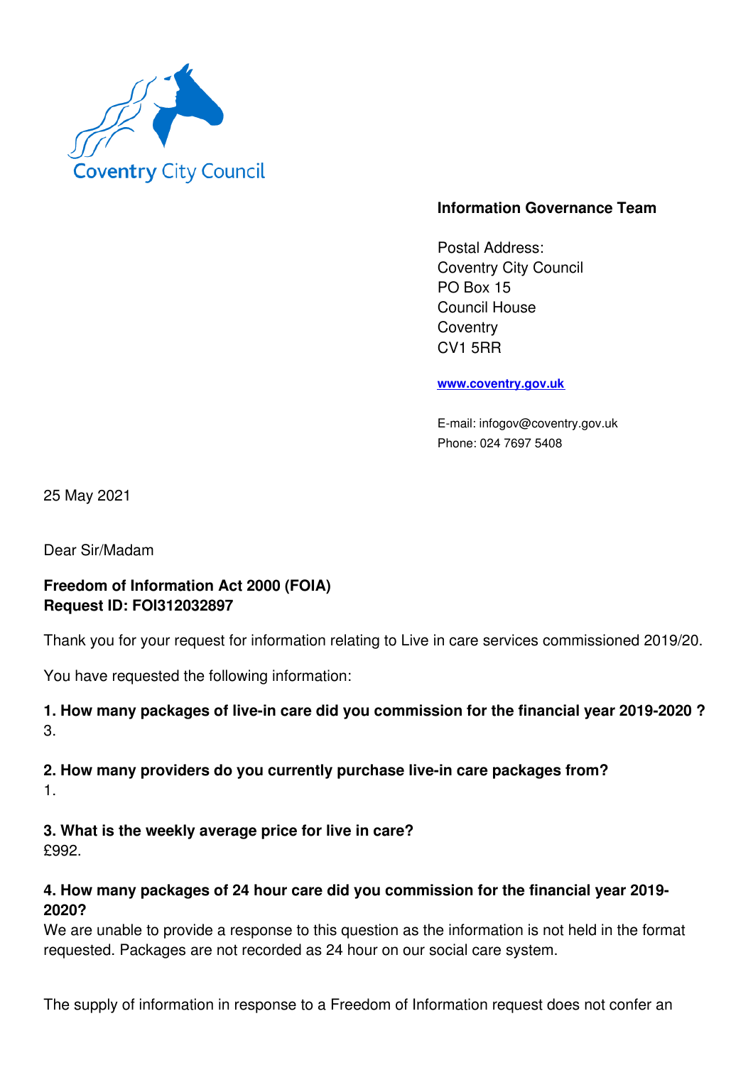Coventry City Council

**Information Governance Team**

Postal Address:
Coventry City Council
PO Box 15
Council House
Coventry
CV1 5RR

**www.coventry.gov.uk**

E-mail: infogov@coventry.gov.uk
Phone: 024 7697 5408

25 May 2021

Dear Sir/Madam

**Freedom of Information Act 2000 (FOIA)**
**Request ID: FOI312032897**

Thank you for your request for information relating to Live in care services commissioned 2019/20.

You have requested the following information:

**1. How many packages of live-in care did you commission for the financial year 2019-2020 ?**
3.

**2. How many providers do you currently purchase live-in care packages from?**
1.

**3. What is the weekly average price for live in care?**
£992.

**4. How many packages of 24 hour care did you commission for the financial year 2019-2020?**
We are unable to provide a response to this question as the information is not held in the format requested. Packages are not recorded as 24 hour on our social care system.

The supply of information in response to a Freedom of Information request does not confer an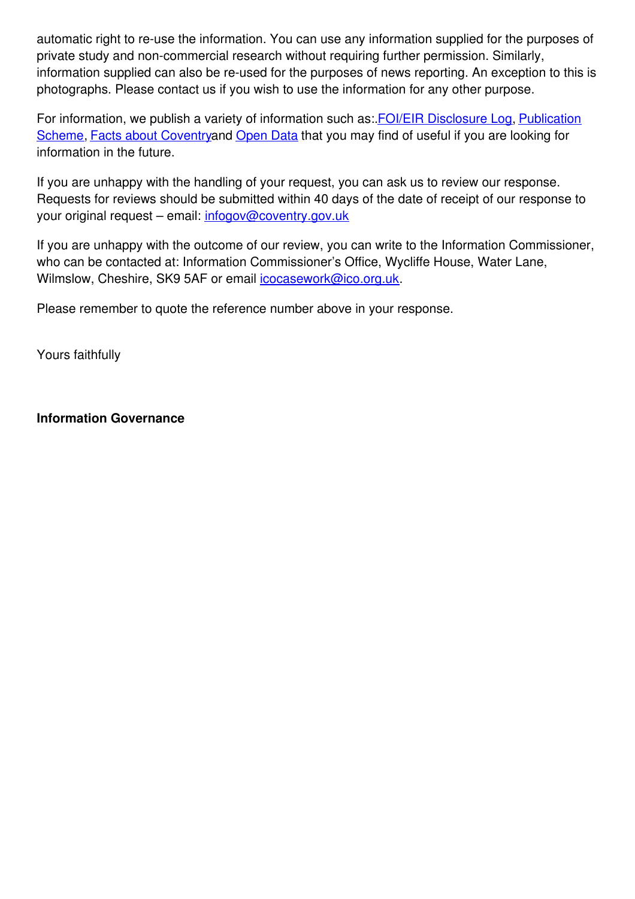automatic right to re-use the information. You can use any information supplied for the purposes of private study and non-commercial research without requiring further permission. Similarly, information supplied can also be re-used for the purposes of news reporting. An exception to this is photographs. Please contact us if you wish to use the information for any other purpose.

For information, we publish a variety of information such as:.FOI/EIR Disclosure Log, Publication Scheme, Facts about Coventryand Open Data that you may find of useful if you are looking for information in the future.

If you are unhappy with the handling of your request, you can ask us to review our response. Requests for reviews should be submitted within 40 days of the date of receipt of our response to your original request – email: infogov@coventry.gov.uk

If you are unhappy with the outcome of our review, you can write to the Information Commissioner, who can be contacted at: Information Commissioner's Office, Wycliffe House, Water Lane, Wilmslow, Cheshire, SK9 5AF or email icocasework@ico.org.uk.

Please remember to quote the reference number above in your response.

Yours faithfully

**Information Governance**